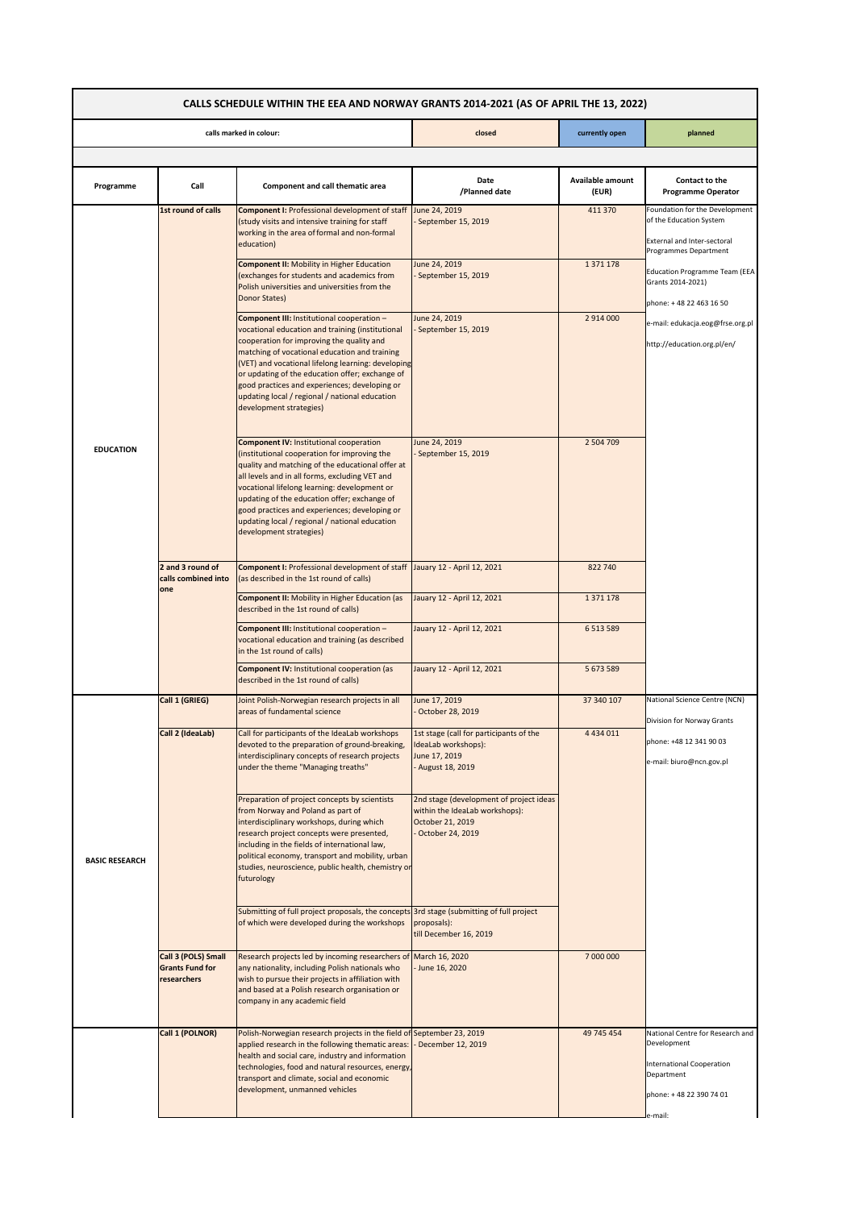# CALLS SCHEDULE WITHIN THE EEA AND NORWAY GRANTS 2014-2021 (AS OF APRIL THE 13, 2022)

| calls marked in colour: | closed | currently open | planned |
|---|---|---|---|

| Programme | Call | Component and call thematic area | Date /Planned date | Available amount (EUR) | Contact to the Programme Operator |
|---|---|---|---|---|---|
| EDUCATION | 1st round of calls | **Component I:** Professional development of staff (study visits and intensive training for staff working in the area of formal and non-formal education) | June 24, 2019 - September 15, 2019 | 411 370 | Foundation for the Development of the Education System<br><br>External and Inter-sectoral Programmes Department<br><br>Education Programme Team (EEA Grants 2014-2021)<br><br>phone: + 48 22 463 16 50<br><br>e-mail: edukacja.eog@frse.org.pl<br><br>http://education.org.pl/en/ |
| | | **Component II:** Mobility in Higher Education (exchanges for students and academics from Polish universities and universities from the Donor States) | June 24, 2019 - September 15, 2019 | 1 371 178 | |
| | | **Component III:** Institutional cooperation – vocational education and training (institutional cooperation for improving the quality and matching of vocational education and training (VET) and vocational lifelong learning: developing or updating of the education offer; exchange of good practices and experiences; developing or updating local / regional / national education development strategies) | June 24, 2019 - September 15, 2019 | 2 914 000 | |
| | | **Component IV:** Institutional cooperation (institutional cooperation for improving the quality and matching of the educational offer at all levels and in all forms, excluding VET and vocational lifelong learning: development or updating of the education offer; exchange of good practices and experiences; developing or updating local / regional / national education development strategies) | June 24, 2019 - September 15, 2019 | 2 504 709 | |
| | 2 and 3 round of calls combined into one | **Component I:** Professional development of staff (as described in the 1st round of calls) | Jauary 12 - April 12, 2021 | 822 740 | |
| | | **Component II:** Mobility in Higher Education (as described in the 1st round of calls) | Jauary 12 - April 12, 2021 | 1 371 178 | |
| | | **Component III:** Institutional cooperation – vocational education and training (as described in the 1st round of calls) | Jauary 12 - April 12, 2021 | 6 513 589 | |
| | | **Component IV:** Institutional cooperation (as described in the 1st round of calls) | Jauary 12 - April 12, 2021 | 5 673 589 | |
| BASIC RESEARCH | Call 1 (GRIEG) | Joint Polish-Norwegian research projects in all areas of fundamental science | June 17, 2019 - October 28, 2019 | 37 340 107 | National Science Centre (NCN)<br><br>Division for Norway Grants<br><br>phone: +48 12 341 90 03<br><br>e-mail: biuro@ncn.gov.pl |
| | Call 2 (IdeaLab) | Call for participants of the IdeaLab workshops devoted to the preparation of ground-breaking, interdisciplinary concepts of research projects under the theme "Managing treaths" | 1st stage (call for participants of the IdeaLab workshops): June 17, 2019 - August 18, 2019 | 4 434 011 | |
| | | Preparation of project concepts by scientists from Norway and Poland as part of interdisciplinary workshops, during which research project concepts were presented, including in the fields of international law, political economy, transport and mobility, urban studies, neuroscience, public health, chemistry or futurology | 2nd stage (development of project ideas within the IdeaLab workshops): October 21, 2019 - October 24, 2019 | | |
| | | Submitting of full project proposals, the concepts of which were developed during the workshops | 3rd stage (submitting of full project proposals): till December 16, 2019 | | |
| | Call 3 (POLS) Small Grants Fund for researchers | Research projects led by incoming researchers of any nationality, including Polish nationals who wish to pursue their projects in affiliation with and based at a Polish research organisation or company in any academic field | March 16, 2020 - June 16, 2020 | 7 000 000 | |
| | Call 1 (POLNOR) | Polish-Norwegian research projects in the field of applied research in the following thematic areas: health and social care, industry and information technologies, food and natural resources, energy, transport and climate, social and economic development, unmanned vehicles | September 23, 2019 - December 12, 2019 | 49 745 454 | National Centre for Research and Development<br><br>International Cooperation Department<br><br>phone: + 48 22 390 74 01<br><br>e-mail: |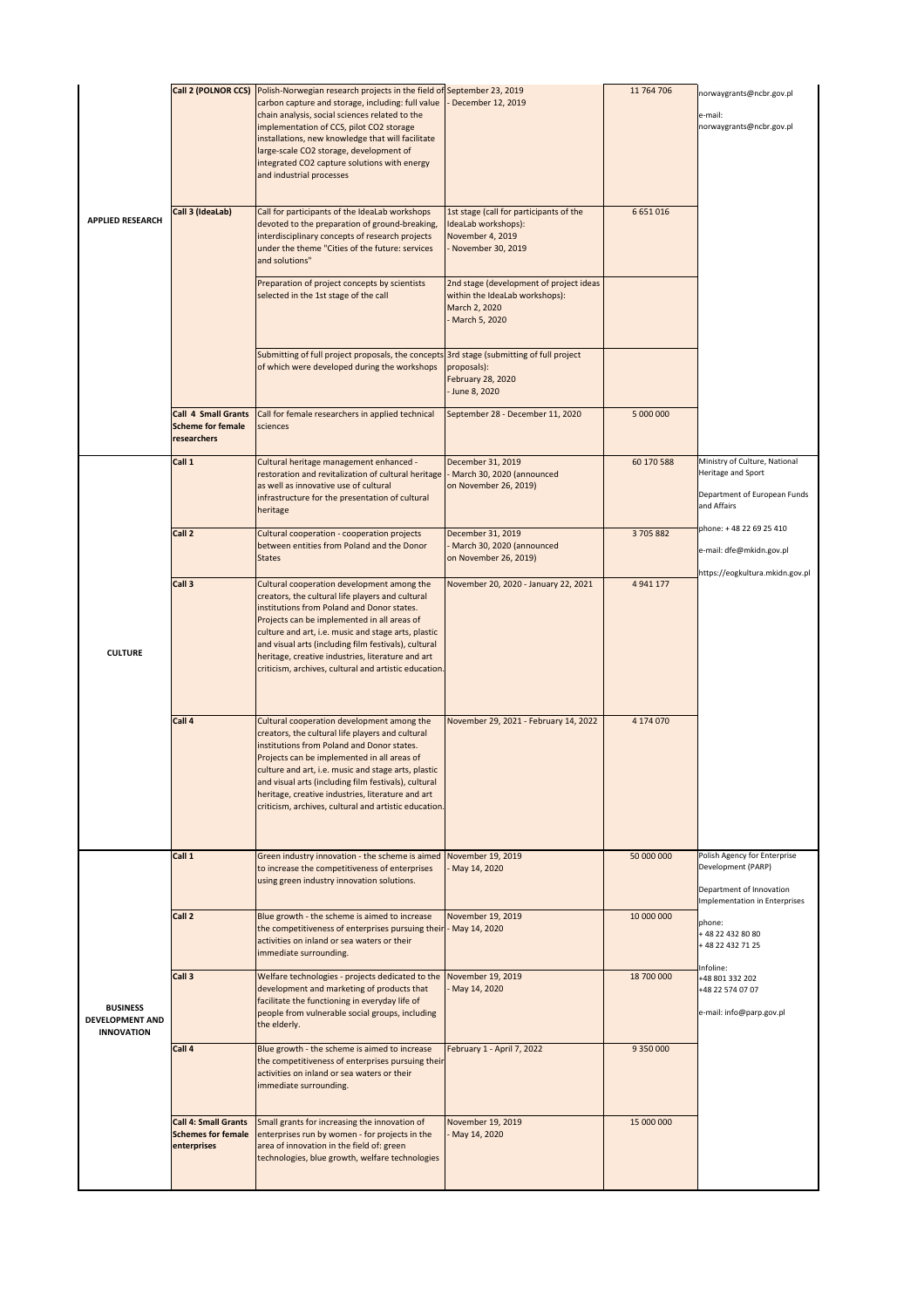| | | | | | |
|---|---|---|---|---|---|
| APPLIED RESEARCH | Call 2 (POLNOR CCS) | Polish-Norwegian research projects in the field of carbon capture and storage, including: full value chain analysis, social sciences related to the implementation of CCS, pilot CO2 storage installations, new knowledge that will facilitate large-scale CO2 storage, development of integrated CO2 capture solutions with energy and industrial processes | September 23, 2019 - December 12, 2019 | 11 764 706 | norwaygrants@ncbr.gov.pl<br><br>e-mail: norwaygrants@ncbr.gov.pl |
| | Call 3 (IdeaLab) | Call for participants of the IdeaLab workshops devoted to the preparation of ground-breaking, interdisciplinary concepts of research projects under the theme "Cities of the future: services and solutions" | 1st stage (call for participants of the IdeaLab workshops): November 4, 2019 - November 30, 2019 | 6 651 016 | |
| | | Preparation of project concepts by scientists selected in the 1st stage of the call | 2nd stage (development of project ideas within the IdeaLab workshops): March 2, 2020 - March 5, 2020 | | |
| | | Submitting of full project proposals, the concepts of which were developed during the workshops | 3rd stage (submitting of full project proposals): February 28, 2020 - June 8, 2020 | | |
| | Call 4 Small Grants Scheme for female researchers | Call for female researchers in applied technical sciences | September 28 - December 11, 2020 | 5 000 000 | |
| CULTURE | Call 1 | Cultural heritage management enhanced - restoration and revitalization of cultural heritage as well as innovative use of cultural infrastructure for the presentation of cultural heritage | December 31, 2019 - March 30, 2020 (announced on November 26, 2019) | 60 170 588 | Ministry of Culture, National Heritage and Sport<br><br>Department of European Funds and Affairs<br><br>phone: + 48 22 69 25 410<br><br>e-mail: dfe@mkidn.gov.pl<br><br>https://eogkultura.mkidn.gov.pl |
| | Call 2 | Cultural cooperation - cooperation projects between entities from Poland and the Donor States | December 31, 2019 - March 30, 2020 (announced on November 26, 2019) | 3 705 882 | |
| | Call 3 | Cultural cooperation development among the creators, the cultural life players and cultural institutions from Poland and Donor states. Projects can be implemented in all areas of culture and art, i.e. music and stage arts, plastic and visual arts (including film festivals), cultural heritage, creative industries, literature and art criticism, archives, cultural and artistic education. | November 20, 2020 - January 22, 2021 | 4 941 177 | |
| | Call 4 | Cultural cooperation development among the creators, the cultural life players and cultural institutions from Poland and Donor states. Projects can be implemented in all areas of culture and art, i.e. music and stage arts, plastic and visual arts (including film festivals), cultural heritage, creative industries, literature and art criticism, archives, cultural and artistic education. | November 29, 2021 - February 14, 2022 | 4 174 070 | |
| BUSINESS DEVELOPMENT AND INNOVATION | Call 1 | Green industry innovation - the scheme is aimed to increase the competitiveness of enterprises using green industry innovation solutions. | November 19, 2019 - May 14, 2020 | 50 000 000 | Polish Agency for Enterprise Development (PARP)<br><br>Department of Innovation Implementation in Enterprises<br><br>phone:<br>+ 48 22 432 80 80<br>+ 48 22 432 71 25<br><br>Infoline:<br>+48 801 332 202<br>+48 22 574 07 07<br><br>e-mail: info@parp.gov.pl |
| | Call 2 | Blue growth - the scheme is aimed to increase the competitiveness of enterprises pursuing their activities on inland or sea waters or their immediate surrounding. | November 19, 2019 - May 14, 2020 | 10 000 000 | |
| | Call 3 | Welfare technologies - projects dedicated to the development and marketing of products that facilitate the functioning in everyday life of people from vulnerable social groups, including the elderly. | November 19, 2019 - May 14, 2020 | 18 700 000 | |
| | Call 4 | Blue growth - the scheme is aimed to increase the competitiveness of enterprises pursuing their activities on inland or sea waters or their immediate surrounding. | February 1 - April 7, 2022 | 9 350 000 | |
| | Call 4: Small Grants Schemes for female enterprises | Small grants for increasing the innovation of enterprises run by women - for projects in the area of innovation in the field of: green technologies, blue growth, welfare technologies | November 19, 2019 - May 14, 2020 | 15 000 000 | |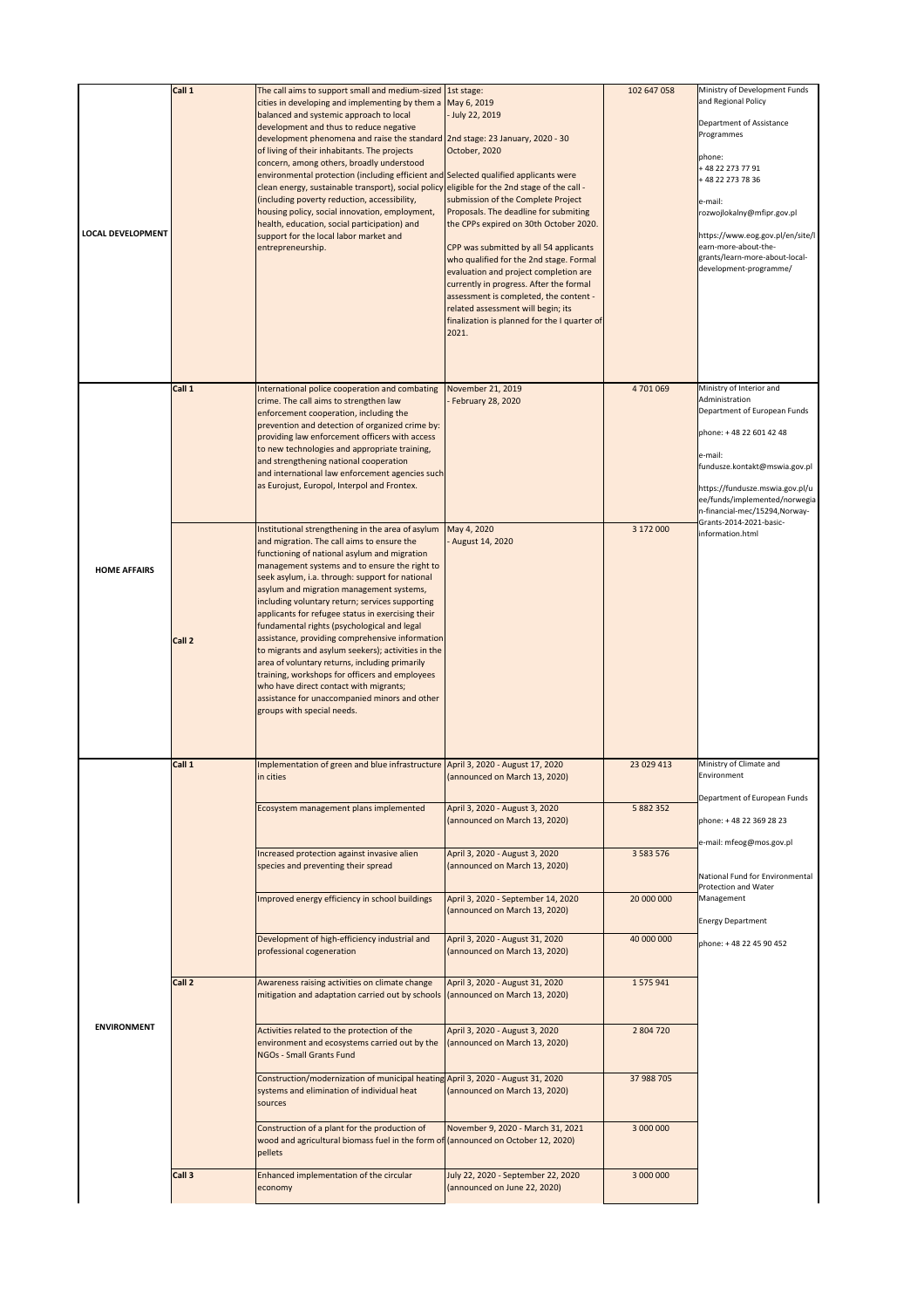| | | | | | |
|---|---|---|---|---|---|
| **LOCAL DEVELOPMENT** | **Call 1** | The call aims to support small and medium-sized cities in developing and implementing by them a balanced and systemic approach to local development and thus to reduce negative development phenomena and raise the standard of living of their inhabitants. The projects concern, among others, broadly understood environmental protection (including efficient and clean energy, sustainable transport), social policy (including poverty reduction, accessibility, housing policy, social innovation, employment, health, education, social participation) and support for the local labor market and entrepreneurship. | 1st stage: May 6, 2019 - July 22, 2019<br><br>2nd stage: 23 January, 2020 - 30 October, 2020<br><br>Selected qualified applicants were eligible for the 2nd stage of the call - submission of the Complete Project Proposals. The deadline for submiting the CPPs expired on 30th October 2020.<br><br>CPP was submitted by all 54 applicants who qualified for the 2nd stage. Formal evaluation and project completion are currently in progress. After the formal assessment is completed, the content - related assessment will begin; its finalization is planned for the I quarter of 2021. | 102 647 058 | Ministry of Development Funds and Regional Policy<br><br>Department of Assistance Programmes<br><br>phone:<br>+ 48 22 273 77 91<br>+ 48 22 273 78 36<br><br>e-mail:<br>rozwojlokalny@mfipr.gov.pl<br><br>https://www.eog.gov.pl/en/site/learn-more-about-the-grants/learn-more-about-local-development-programme/ |
| **HOME AFFAIRS** | **Call 1** | International police cooperation and combating crime. The call aims to strengthen law enforcement cooperation, including the prevention and detection of organized crime by: providing law enforcement officers with access to new technologies and appropriate training, and strengthening national cooperation and international law enforcement agencies such as Eurojust, Europol, Interpol and Frontex. | November 21, 2019 - February 28, 2020 | 4 701 069 | Ministry of Interior and Administration<br>Department of European Funds<br><br>phone: + 48 22 601 42 48<br><br>e-mail:<br>fundusze.kontakt@mswia.gov.pl<br><br>https://fundusze.mswia.gov.pl/uee/funds/implemented/norwegian-financial-mec/15294,Norway-Grants-2014-2021-basic-information.html |
| | **Call 2** | Institutional strengthening in the area of asylum and migration. The call aims to ensure the functioning of national asylum and migration management systems and to ensure the right to seek asylum, i.a. through: support for national asylum and migration management systems, including voluntary return; services supporting applicants for refugee status in exercising their fundamental rights (psychological and legal assistance, providing comprehensive information to migrants and asylum seekers); activities in the area of voluntary returns, including primarily training, workshops for officers and employees who have direct contact with migrants; assistance for unaccompanied minors and other groups with special needs. | May 4, 2020 - August 14, 2020 | 3 172 000 | |
| **ENVIRONMENT** | **Call 1** | Implementation of green and blue infrastructure in cities | April 3, 2020 - August 17, 2020 (announced on March 13, 2020) | 23 029 413 | Ministry of Climate and Environment<br><br>Department of European Funds<br><br>phone: + 48 22 369 28 23<br><br>e-mail: mfeog@mos.gov.pl<br><br>National Fund for Environmental Protection and Water Management<br><br>Energy Department<br><br>phone: + 48 22 45 90 452 |
| | | Ecosystem management plans implemented | April 3, 2020 - August 3, 2020 (announced on March 13, 2020) | 5 882 352 | |
| | | Increased protection against invasive alien species and preventing their spread | April 3, 2020 - August 3, 2020 (announced on March 13, 2020) | 3 583 576 | |
| | | Improved energy efficiency in school buildings | April 3, 2020 - September 14, 2020 (announced on March 13, 2020) | 20 000 000 | |
| | | Development of high-efficiency industrial and professional cogeneration | April 3, 2020 - August 31, 2020 (announced on March 13, 2020) | 40 000 000 | |
| | **Call 2** | Awareness raising activities on climate change mitigation and adaptation carried out by schools | April 3, 2020 - August 31, 2020 (announced on March 13, 2020) | 1 575 941 | |
| | | Activities related to the protection of the environment and ecosystems carried out by the NGOs - Small Grants Fund | April 3, 2020 - August 3, 2020 (announced on March 13, 2020) | 2 804 720 | |
| | | Construction/modernization of municipal heating systems and elimination of individual heat sources | April 3, 2020 - August 31, 2020 (announced on March 13, 2020) | 37 988 705 | |
| | | Construction of a plant for the production of wood and agricultural biomass fuel in the form of pellets | November 9, 2020 - March 31, 2021 (announced on October 12, 2020) | 3 000 000 | |
| | **Call 3** | Enhanced implementation of the circular economy | July 22, 2020 - September 22, 2020 (announced on June 22, 2020) | 3 000 000 | |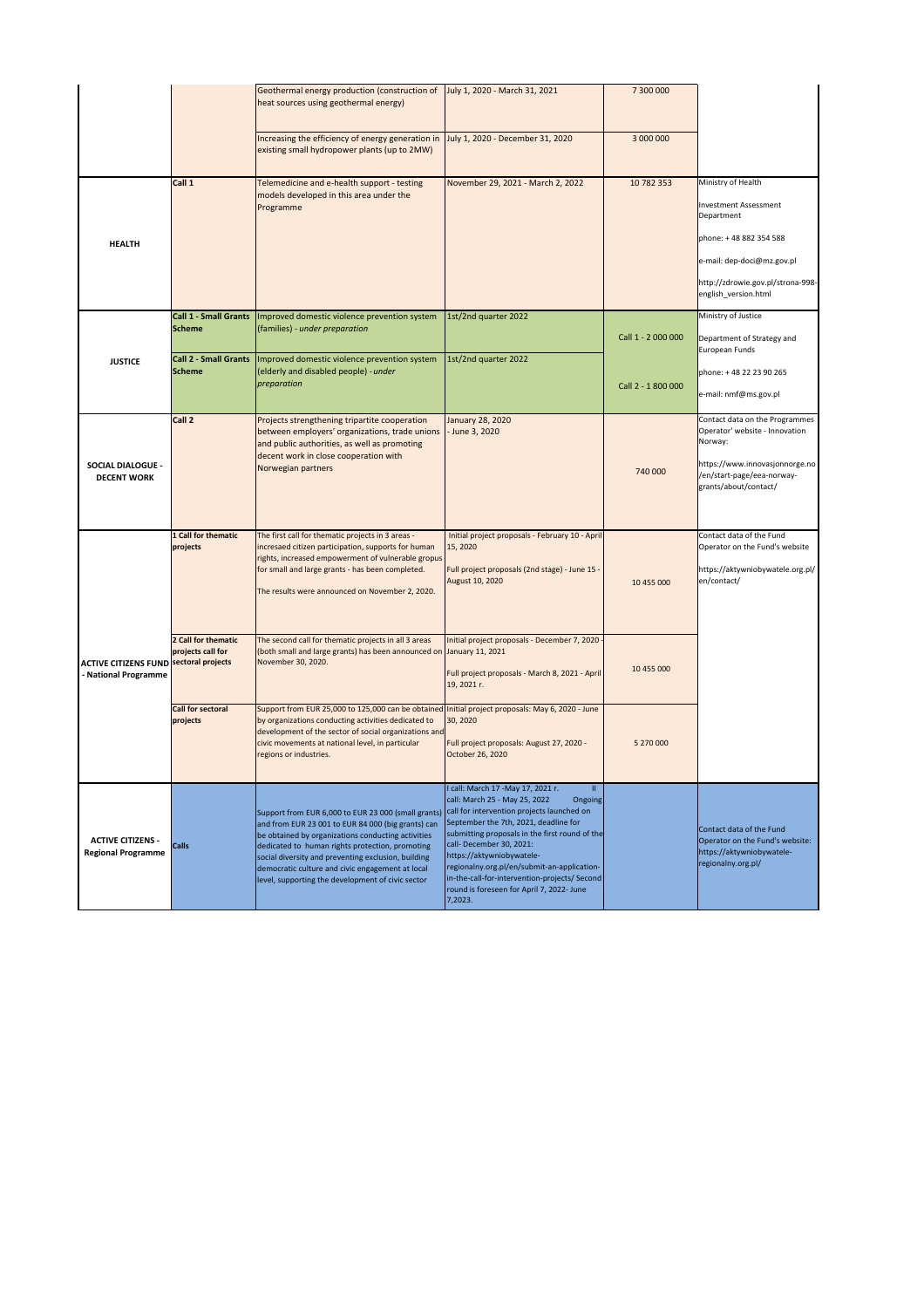| | | | | | |
|---|---|---|---|---|---|
| | | Geothermal energy production (construction of heat sources using geothermal energy) | July 1, 2020 - March 31, 2021 | 7 300 000 | |
| | | Increasing the efficiency of energy generation in existing small hydropower plants (up to 2MW) | July 1, 2020 - December 31, 2020 | 3 000 000 | |
| **HEALTH** | **Call 1** | Telemedicine and e-health support - testing models developed in this area under the Programme | November 29, 2021 - March 2, 2022 | 10 782 353 | Ministry of Health<br><br>Investment Assessment Department<br><br>phone: + 48 882 354 588<br><br>e-mail: dep-doci@mz.gov.pl<br><br>http://zdrowie.gov.pl/strona-998-english_version.html |
| **JUSTICE** | **Call 1 - Small Grants Scheme** | Improved domestic violence prevention system (families) - *under preparation* | 1st/2nd quarter 2022 | Call 1 - 2 000 000 | Ministry of Justice<br><br>Department of Strategy and European Funds<br><br>phone: + 48 22 23 90 265<br><br>e-mail: nmf@ms.gov.pl |
| | **Call 2 - Small Grants Scheme** | Improved domestic violence prevention system (elderly and disabled people) - *under preparation* | 1st/2nd quarter 2022 | Call 2 - 1 800 000 | |
| **SOCIAL DIALOGUE - DECENT WORK** | **Call 2** | Projects strengthening tripartite cooperation between employers' organizations, trade unions and public authorities, as well as promoting decent work in close cooperation with Norwegian partners | January 28, 2020 - June 3, 2020 | 740 000 | Contact data on the Programmes Operator' website - Innovation Norway:<br><br>https://www.innovasjonnorge.no/en/start-page/eea-norway-grants/about/contact/ |
| **ACTIVE CITIZENS FUND - National Programme** | **1 Call for thematic projects** | The first call for thematic projects in 3 areas - incresaed citizen participation, supports for human rights, increased empowerment of vulnerable gropus for small and large grants - has been completed.<br><br>The results were announced on November 2, 2020. | Initial project proposals - February 10 - April 15, 2020<br><br>Full project proposals (2nd stage) - June 15 - August 10, 2020 | 10 455 000 | Contact data of the Fund Operator on the Fund's website<br><br>https://aktywniobywatele.org.pl/en/contact/ |
| | **2 Call for thematic projects call for sectoral projects** | The second call for thematic projects in all 3 areas (both small and large grants) has been announced on November 30, 2020. | Initial project proposals - December 7, 2020 - January 11, 2021<br><br>Full project proposals - March 8, 2021 - April 19, 2021 r. | 10 455 000 | |
| | **Call for sectoral projects** | Support from EUR 25,000 to 125,000 can be obtained by organizations conducting activities dedicated to development of the sector of social organizations and civic movements at national level, in particular regions or industries. | Initial project proposals: May 6, 2020 - June 30, 2020<br><br>Full project proposals: August 27, 2020 - October 26, 2020 | 5 270 000 | |
| **ACTIVE CITIZENS - Regional Programme** | **Calls** | Support from EUR 6,000 to EUR 23 000 (small grants) and from EUR 23 001 to EUR 84 000 (big grants) can be obtained by organizations conducting activities dedicated to human rights protection, promoting social diversity and preventing exclusion, building democratic culture and civic engagement at local level, supporting the development of civic sector | I call: March 17 -May 17, 2021 r. II call: March 25 - May 25, 2022 Ongoing call for intervention projects launched on September the 7th, 2021, deadline for submitting proposals in the first round of the call- December 30, 2021: https://aktywniobywatele-regionalny.org.pl/en/submit-an-application-in-the-call-for-intervention-projects/ Second round is foreseen for April 7, 2022- June 7,2023. | | Contact data of the Fund Operator on the Fund's website: https://aktywniobywatele-regionalny.org.pl/ |